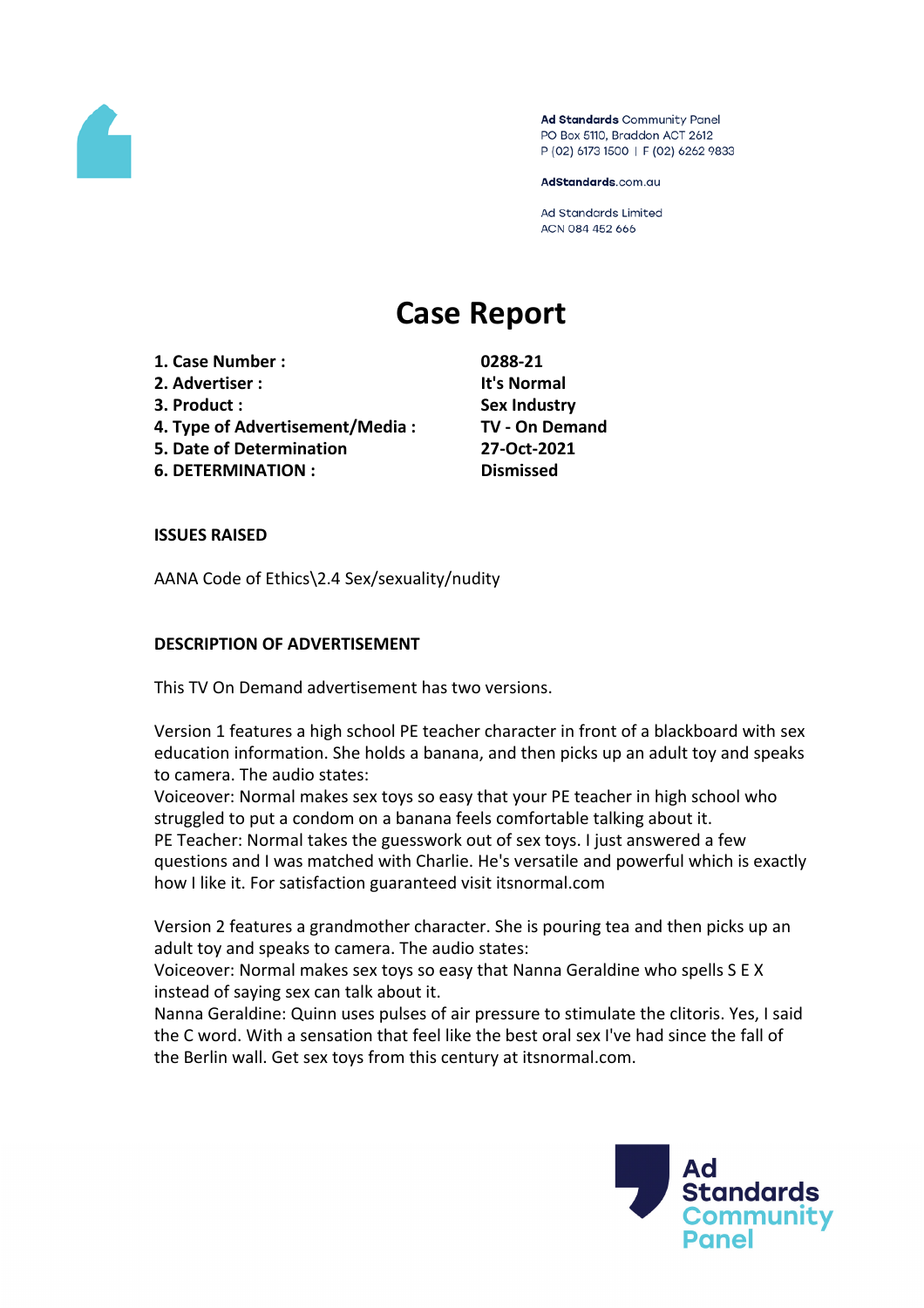Ad Standards Community Panel
PO Box 5110, Braddon ACT 2612
P (02) 6173 1500 | F (02) 6262 9833

AdStandards.com.au

Ad Standards Limited
ACN 084 452 666

# Case Report

| | |
|---|---|
| **1. Case Number :** | **0288-21** |
| **2. Advertiser :** | **It's Normal** |
| **3. Product :** | **Sex Industry** |
| **4. Type of Advertisement/Media :** | **TV - On Demand** |
| **5. Date of Determination** | **27-Oct-2021** |
| **6. DETERMINATION :** | **Dismissed** |

**ISSUES RAISED**

AANA Code of Ethics\2.4 Sex/sexuality/nudity

**DESCRIPTION OF ADVERTISEMENT**

This TV On Demand advertisement has two versions.

Version 1 features a high school PE teacher character in front of a blackboard with sex education information. She holds a banana, and then picks up an adult toy and speaks to camera. The audio states:
Voiceover: Normal makes sex toys so easy that your PE teacher in high school who struggled to put a condom on a banana feels comfortable talking about it.
PE Teacher: Normal takes the guesswork out of sex toys. I just answered a few questions and I was matched with Charlie. He's versatile and powerful which is exactly how I like it. For satisfaction guaranteed visit itsnormal.com

Version 2 features a grandmother character. She is pouring tea and then picks up an adult toy and speaks to camera. The audio states:
Voiceover: Normal makes sex toys so easy that Nanna Geraldine who spells S E X instead of saying sex can talk about it.
Nanna Geraldine: Quinn uses pulses of air pressure to stimulate the clitoris. Yes, I said the C word. With a sensation that feel like the best oral sex I've had since the fall of the Berlin wall. Get sex toys from this century at itsnormal.com.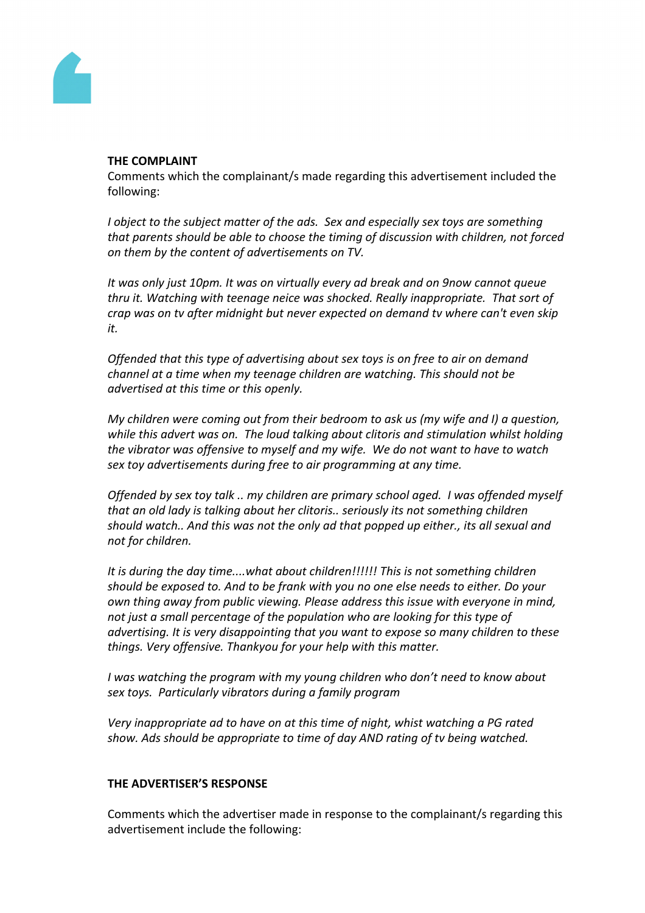**THE COMPLAINT**

Comments which the complainant/s made regarding this advertisement included the following:

*I object to the subject matter of the ads. Sex and especially sex toys are something that parents should be able to choose the timing of discussion with children, not forced on them by the content of advertisements on TV.*

*It was only just 10pm. It was on virtually every ad break and on 9now cannot queue thru it. Watching with teenage neice was shocked. Really inappropriate. That sort of crap was on tv after midnight but never expected on demand tv where can't even skip it.*

*Offended that this type of advertising about sex toys is on free to air on demand channel at a time when my teenage children are watching. This should not be advertised at this time or this openly.*

*My children were coming out from their bedroom to ask us (my wife and I) a question, while this advert was on. The loud talking about clitoris and stimulation whilst holding the vibrator was offensive to myself and my wife. We do not want to have to watch sex toy advertisements during free to air programming at any time.*

*Offended by sex toy talk .. my children are primary school aged. I was offended myself that an old lady is talking about her clitoris.. seriously its not something children should watch.. And this was not the only ad that popped up either., its all sexual and not for children.*

*It is during the day time....what about children!!!!!! This is not something children should be exposed to. And to be frank with you no one else needs to either. Do your own thing away from public viewing. Please address this issue with everyone in mind, not just a small percentage of the population who are looking for this type of advertising. It is very disappointing that you want to expose so many children to these things. Very offensive. Thankyou for your help with this matter.*

*I was watching the program with my young children who don't need to know about sex toys. Particularly vibrators during a family program*

*Very inappropriate ad to have on at this time of night, whist watching a PG rated show. Ads should be appropriate to time of day AND rating of tv being watched.*

**THE ADVERTISER'S RESPONSE**

Comments which the advertiser made in response to the complainant/s regarding this advertisement include the following: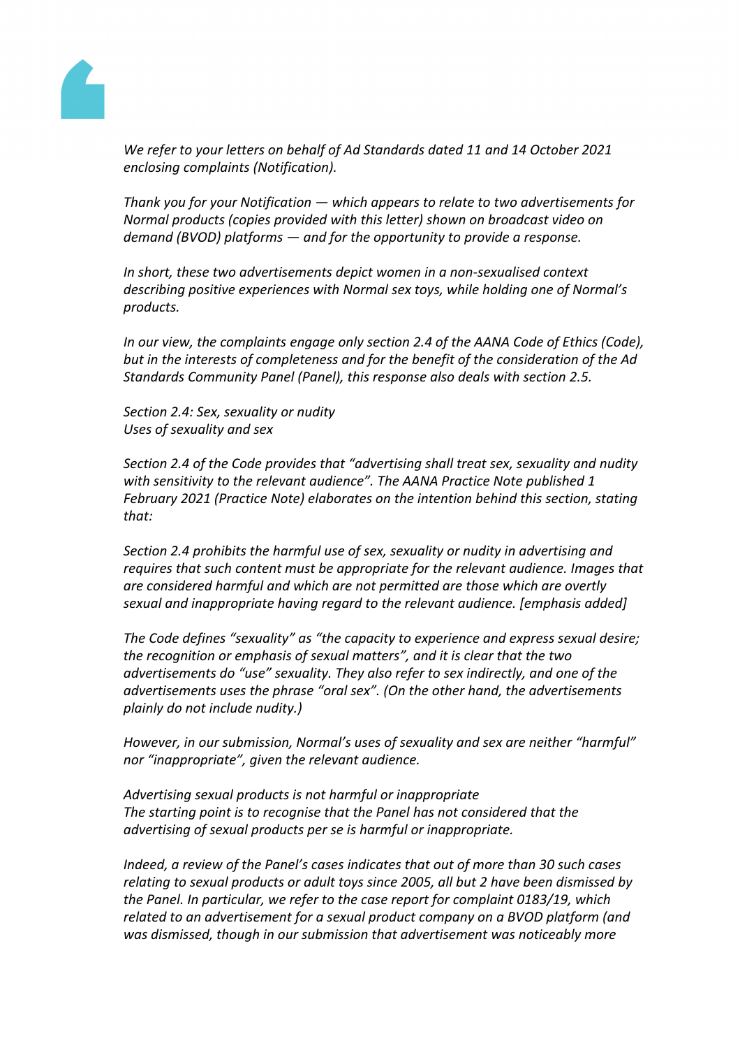*We refer to your letters on behalf of Ad Standards dated 11 and 14 October 2021 enclosing complaints (Notification).*

*Thank you for your Notification — which appears to relate to two advertisements for Normal products (copies provided with this letter) shown on broadcast video on demand (BVOD) platforms — and for the opportunity to provide a response.*

*In short, these two advertisements depict women in a non-sexualised context describing positive experiences with Normal sex toys, while holding one of Normal's products.*

*In our view, the complaints engage only section 2.4 of the AANA Code of Ethics (Code), but in the interests of completeness and for the benefit of the consideration of the Ad Standards Community Panel (Panel), this response also deals with section 2.5.*

*Section 2.4: Sex, sexuality or nudity*
*Uses of sexuality and sex*

*Section 2.4 of the Code provides that "advertising shall treat sex, sexuality and nudity with sensitivity to the relevant audience". The AANA Practice Note published 1 February 2021 (Practice Note) elaborates on the intention behind this section, stating that:*

*Section 2.4 prohibits the harmful use of sex, sexuality or nudity in advertising and requires that such content must be appropriate for the relevant audience. Images that are considered harmful and which are not permitted are those which are overtly sexual and inappropriate having regard to the relevant audience. [emphasis added]*

*The Code defines "sexuality" as "the capacity to experience and express sexual desire; the recognition or emphasis of sexual matters", and it is clear that the two advertisements do "use" sexuality. They also refer to sex indirectly, and one of the advertisements uses the phrase "oral sex". (On the other hand, the advertisements plainly do not include nudity.)*

*However, in our submission, Normal's uses of sexuality and sex are neither "harmful" nor "inappropriate", given the relevant audience.*

*Advertising sexual products is not harmful or inappropriate*
*The starting point is to recognise that the Panel has not considered that the advertising of sexual products per se is harmful or inappropriate.*

*Indeed, a review of the Panel's cases indicates that out of more than 30 such cases relating to sexual products or adult toys since 2005, all but 2 have been dismissed by the Panel. In particular, we refer to the case report for complaint 0183/19, which related to an advertisement for a sexual product company on a BVOD platform (and was dismissed, though in our submission that advertisement was noticeably more*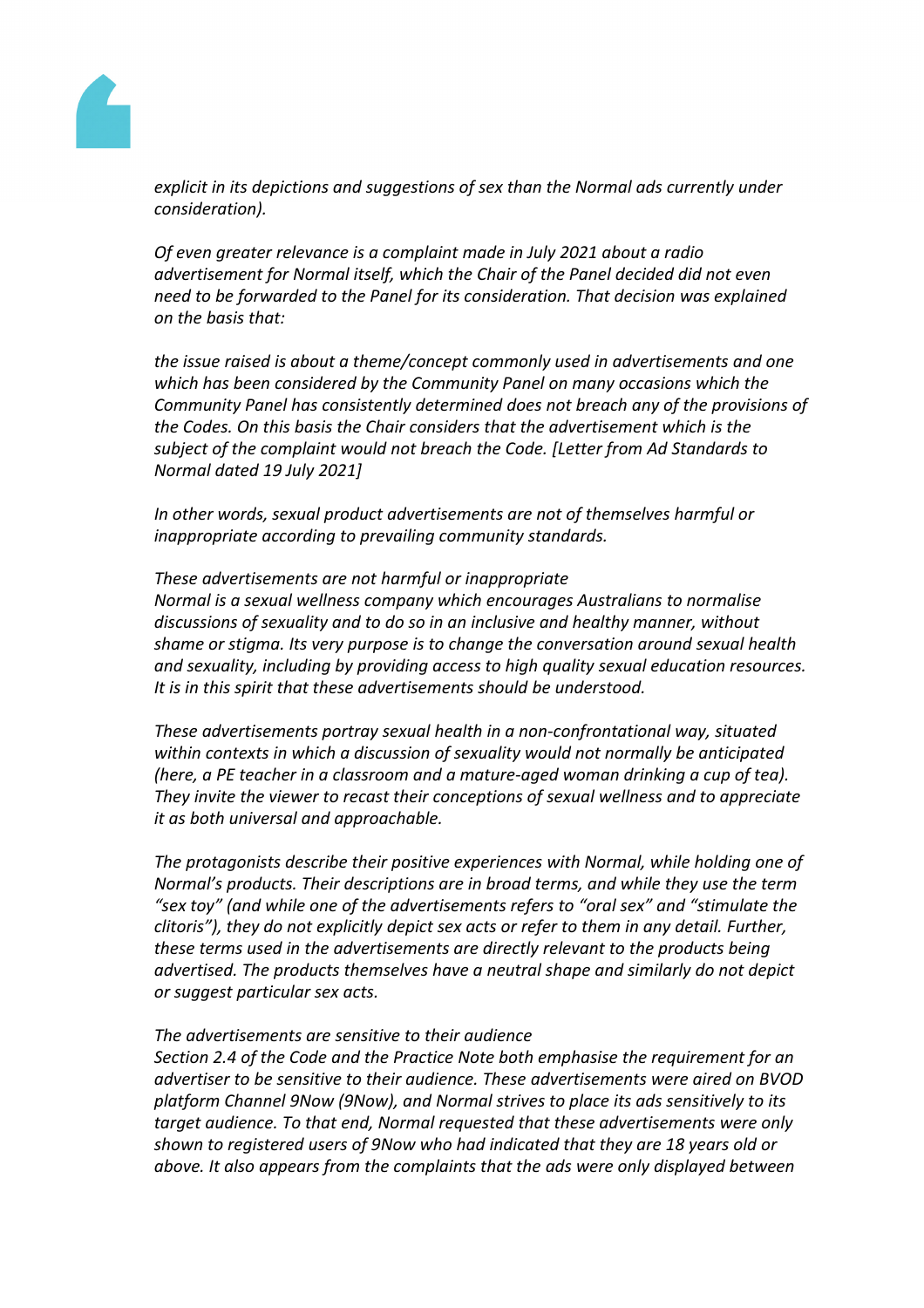*explicit in its depictions and suggestions of sex than the Normal ads currently under consideration).*

*Of even greater relevance is a complaint made in July 2021 about a radio advertisement for Normal itself, which the Chair of the Panel decided did not even need to be forwarded to the Panel for its consideration. That decision was explained on the basis that:*

*the issue raised is about a theme/concept commonly used in advertisements and one which has been considered by the Community Panel on many occasions which the Community Panel has consistently determined does not breach any of the provisions of the Codes. On this basis the Chair considers that the advertisement which is the subject of the complaint would not breach the Code. [Letter from Ad Standards to Normal dated 19 July 2021]*

*In other words, sexual product advertisements are not of themselves harmful or inappropriate according to prevailing community standards.*

*These advertisements are not harmful or inappropriate*
*Normal is a sexual wellness company which encourages Australians to normalise discussions of sexuality and to do so in an inclusive and healthy manner, without shame or stigma. Its very purpose is to change the conversation around sexual health and sexuality, including by providing access to high quality sexual education resources. It is in this spirit that these advertisements should be understood.*

*These advertisements portray sexual health in a non-confrontational way, situated within contexts in which a discussion of sexuality would not normally be anticipated (here, a PE teacher in a classroom and a mature-aged woman drinking a cup of tea). They invite the viewer to recast their conceptions of sexual wellness and to appreciate it as both universal and approachable.*

*The protagonists describe their positive experiences with Normal, while holding one of Normal's products. Their descriptions are in broad terms, and while they use the term "sex toy" (and while one of the advertisements refers to "oral sex" and "stimulate the clitoris"), they do not explicitly depict sex acts or refer to them in any detail. Further, these terms used in the advertisements are directly relevant to the products being advertised. The products themselves have a neutral shape and similarly do not depict or suggest particular sex acts.*

*The advertisements are sensitive to their audience*
*Section 2.4 of the Code and the Practice Note both emphasise the requirement for an advertiser to be sensitive to their audience. These advertisements were aired on BVOD platform Channel 9Now (9Now), and Normal strives to place its ads sensitively to its target audience. To that end, Normal requested that these advertisements were only shown to registered users of 9Now who had indicated that they are 18 years old or above. It also appears from the complaints that the ads were only displayed between*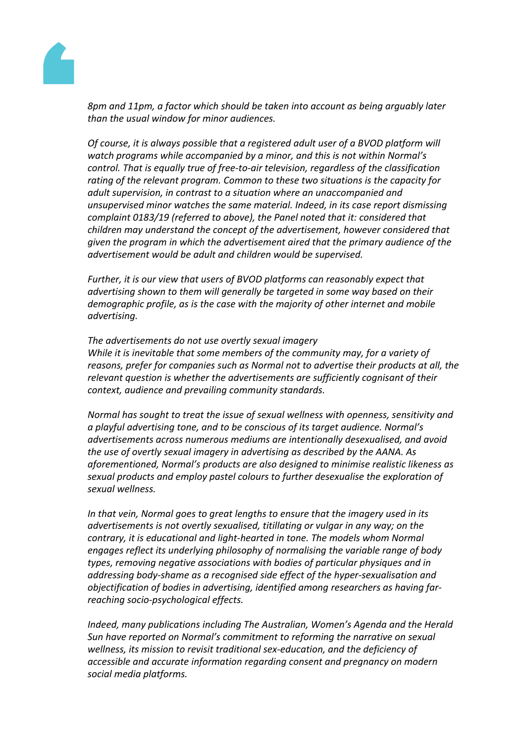*8pm and 11pm, a factor which should be taken into account as being arguably later than the usual window for minor audiences.*

*Of course, it is always possible that a registered adult user of a BVOD platform will watch programs while accompanied by a minor, and this is not within Normal's control. That is equally true of free-to-air television, regardless of the classification rating of the relevant program. Common to these two situations is the capacity for adult supervision, in contrast to a situation where an unaccompanied and unsupervised minor watches the same material. Indeed, in its case report dismissing complaint 0183/19 (referred to above), the Panel noted that it: considered that children may understand the concept of the advertisement, however considered that given the program in which the advertisement aired that the primary audience of the advertisement would be adult and children would be supervised.*

*Further, it is our view that users of BVOD platforms can reasonably expect that advertising shown to them will generally be targeted in some way based on their demographic profile, as is the case with the majority of other internet and mobile advertising.*

*The advertisements do not use overtly sexual imagery*
*While it is inevitable that some members of the community may, for a variety of reasons, prefer for companies such as Normal not to advertise their products at all, the relevant question is whether the advertisements are sufficiently cognisant of their context, audience and prevailing community standards.*

*Normal has sought to treat the issue of sexual wellness with openness, sensitivity and a playful advertising tone, and to be conscious of its target audience. Normal's advertisements across numerous mediums are intentionally desexualised, and avoid the use of overtly sexual imagery in advertising as described by the AANA. As aforementioned, Normal's products are also designed to minimise realistic likeness as sexual products and employ pastel colours to further desexualise the exploration of sexual wellness.*

*In that vein, Normal goes to great lengths to ensure that the imagery used in its advertisements is not overtly sexualised, titillating or vulgar in any way; on the contrary, it is educational and light-hearted in tone. The models whom Normal engages reflect its underlying philosophy of normalising the variable range of body types, removing negative associations with bodies of particular physiques and in addressing body-shame as a recognised side effect of the hyper-sexualisation and objectification of bodies in advertising, identified among researchers as having far-reaching socio-psychological effects.*

*Indeed, many publications including The Australian, Women's Agenda and the Herald Sun have reported on Normal's commitment to reforming the narrative on sexual wellness, its mission to revisit traditional sex-education, and the deficiency of accessible and accurate information regarding consent and pregnancy on modern social media platforms.*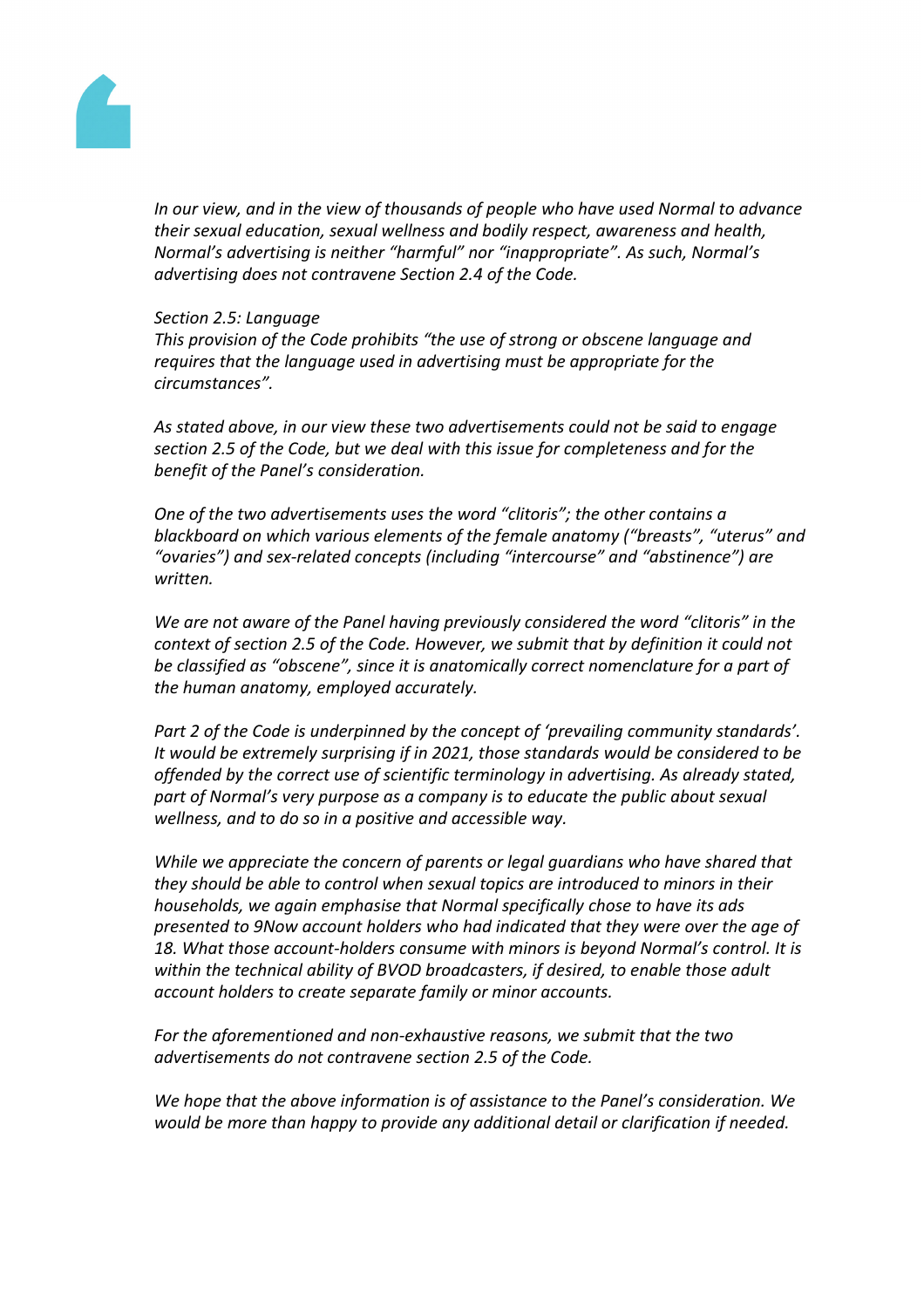*In our view, and in the view of thousands of people who have used Normal to advance their sexual education, sexual wellness and bodily respect, awareness and health, Normal's advertising is neither "harmful" nor "inappropriate". As such, Normal's advertising does not contravene Section 2.4 of the Code.*

*Section 2.5: Language*
*This provision of the Code prohibits "the use of strong or obscene language and requires that the language used in advertising must be appropriate for the circumstances".*

*As stated above, in our view these two advertisements could not be said to engage section 2.5 of the Code, but we deal with this issue for completeness and for the benefit of the Panel's consideration.*

*One of the two advertisements uses the word "clitoris"; the other contains a blackboard on which various elements of the female anatomy ("breasts", "uterus" and "ovaries") and sex-related concepts (including "intercourse" and "abstinence") are written.*

*We are not aware of the Panel having previously considered the word "clitoris" in the context of section 2.5 of the Code. However, we submit that by definition it could not be classified as "obscene", since it is anatomically correct nomenclature for a part of the human anatomy, employed accurately.*

*Part 2 of the Code is underpinned by the concept of 'prevailing community standards'. It would be extremely surprising if in 2021, those standards would be considered to be offended by the correct use of scientific terminology in advertising. As already stated, part of Normal's very purpose as a company is to educate the public about sexual wellness, and to do so in a positive and accessible way.*

*While we appreciate the concern of parents or legal guardians who have shared that they should be able to control when sexual topics are introduced to minors in their households, we again emphasise that Normal specifically chose to have its ads presented to 9Now account holders who had indicated that they were over the age of 18. What those account-holders consume with minors is beyond Normal's control. It is within the technical ability of BVOD broadcasters, if desired, to enable those adult account holders to create separate family or minor accounts.*

*For the aforementioned and non-exhaustive reasons, we submit that the two advertisements do not contravene section 2.5 of the Code.*

*We hope that the above information is of assistance to the Panel's consideration. We would be more than happy to provide any additional detail or clarification if needed.*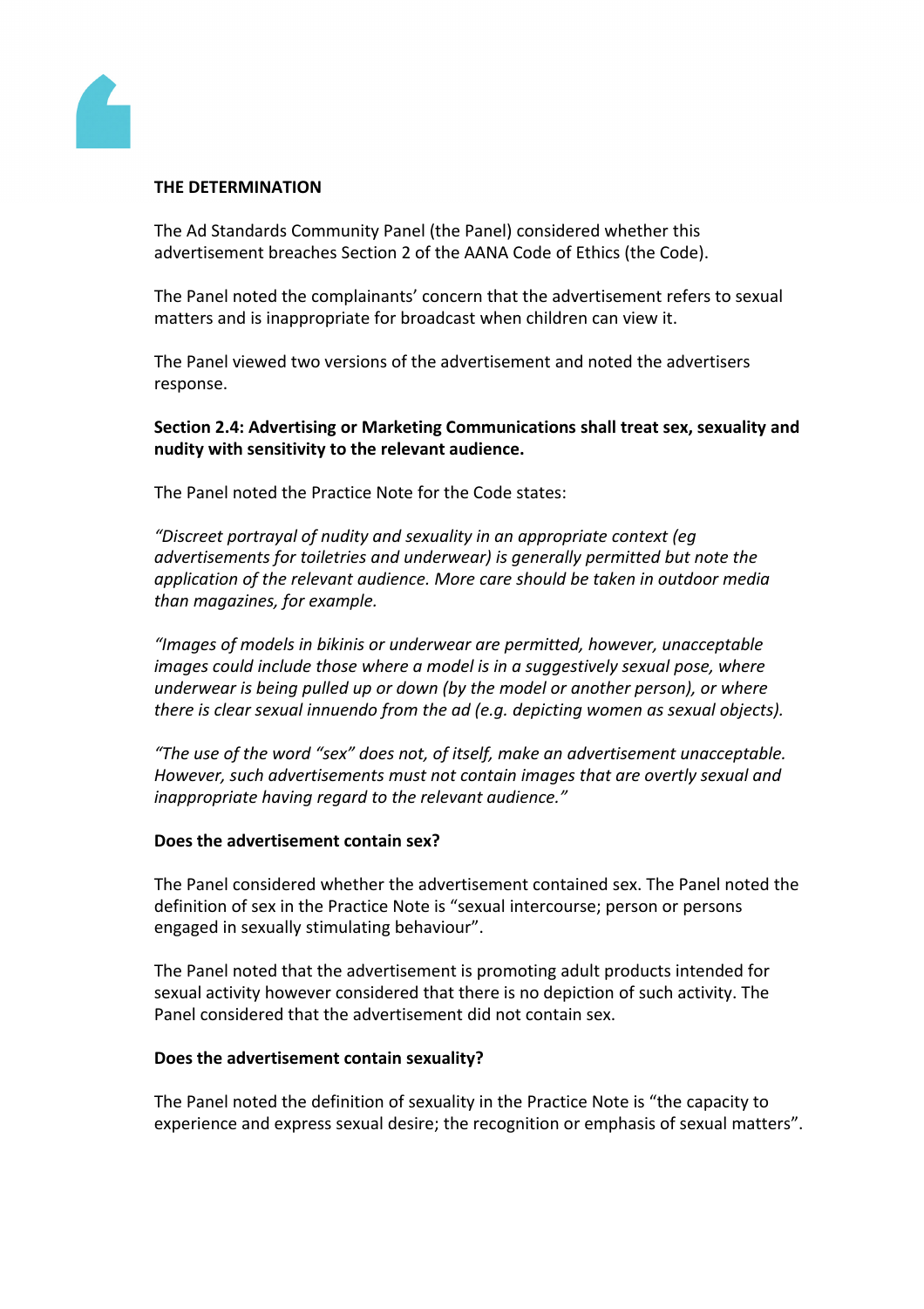**THE DETERMINATION**

The Ad Standards Community Panel (the Panel) considered whether this advertisement breaches Section 2 of the AANA Code of Ethics (the Code).

The Panel noted the complainants' concern that the advertisement refers to sexual matters and is inappropriate for broadcast when children can view it.

The Panel viewed two versions of the advertisement and noted the advertisers response.

**Section 2.4: Advertising or Marketing Communications shall treat sex, sexuality and nudity with sensitivity to the relevant audience.**

The Panel noted the Practice Note for the Code states:

*"Discreet portrayal of nudity and sexuality in an appropriate context (eg advertisements for toiletries and underwear) is generally permitted but note the application of the relevant audience. More care should be taken in outdoor media than magazines, for example.*

*"Images of models in bikinis or underwear are permitted, however, unacceptable images could include those where a model is in a suggestively sexual pose, where underwear is being pulled up or down (by the model or another person), or where there is clear sexual innuendo from the ad (e.g. depicting women as sexual objects).*

*"The use of the word "sex" does not, of itself, make an advertisement unacceptable. However, such advertisements must not contain images that are overtly sexual and inappropriate having regard to the relevant audience."*

**Does the advertisement contain sex?**

The Panel considered whether the advertisement contained sex. The Panel noted the definition of sex in the Practice Note is "sexual intercourse; person or persons engaged in sexually stimulating behaviour".

The Panel noted that the advertisement is promoting adult products intended for sexual activity however considered that there is no depiction of such activity. The Panel considered that the advertisement did not contain sex.

**Does the advertisement contain sexuality?**

The Panel noted the definition of sexuality in the Practice Note is "the capacity to experience and express sexual desire; the recognition or emphasis of sexual matters".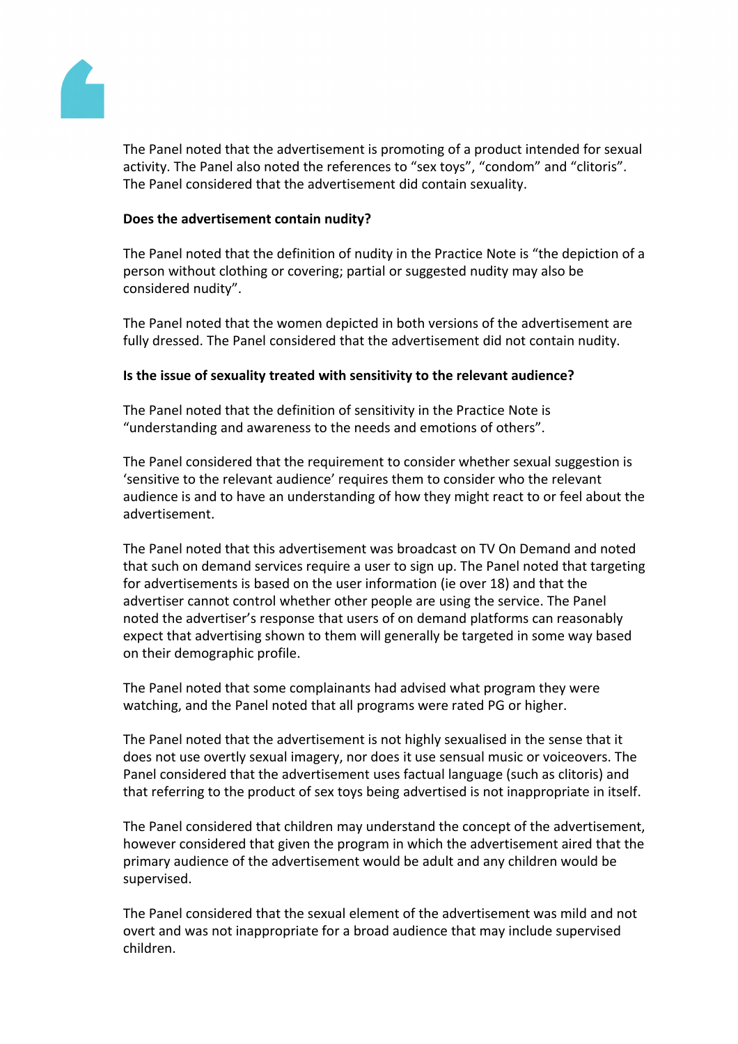The Panel noted that the advertisement is promoting of a product intended for sexual activity. The Panel also noted the references to "sex toys", "condom" and "clitoris". The Panel considered that the advertisement did contain sexuality.

**Does the advertisement contain nudity?**

The Panel noted that the definition of nudity in the Practice Note is "the depiction of a person without clothing or covering; partial or suggested nudity may also be considered nudity".

The Panel noted that the women depicted in both versions of the advertisement are fully dressed. The Panel considered that the advertisement did not contain nudity.

**Is the issue of sexuality treated with sensitivity to the relevant audience?**

The Panel noted that the definition of sensitivity in the Practice Note is "understanding and awareness to the needs and emotions of others".

The Panel considered that the requirement to consider whether sexual suggestion is 'sensitive to the relevant audience' requires them to consider who the relevant audience is and to have an understanding of how they might react to or feel about the advertisement.

The Panel noted that this advertisement was broadcast on TV On Demand and noted that such on demand services require a user to sign up. The Panel noted that targeting for advertisements is based on the user information (ie over 18) and that the advertiser cannot control whether other people are using the service. The Panel noted the advertiser's response that users of on demand platforms can reasonably expect that advertising shown to them will generally be targeted in some way based on their demographic profile.

The Panel noted that some complainants had advised what program they were watching, and the Panel noted that all programs were rated PG or higher.

The Panel noted that the advertisement is not highly sexualised in the sense that it does not use overtly sexual imagery, nor does it use sensual music or voiceovers. The Panel considered that the advertisement uses factual language (such as clitoris) and that referring to the product of sex toys being advertised is not inappropriate in itself.

The Panel considered that children may understand the concept of the advertisement, however considered that given the program in which the advertisement aired that the primary audience of the advertisement would be adult and any children would be supervised.

The Panel considered that the sexual element of the advertisement was mild and not overt and was not inappropriate for a broad audience that may include supervised children.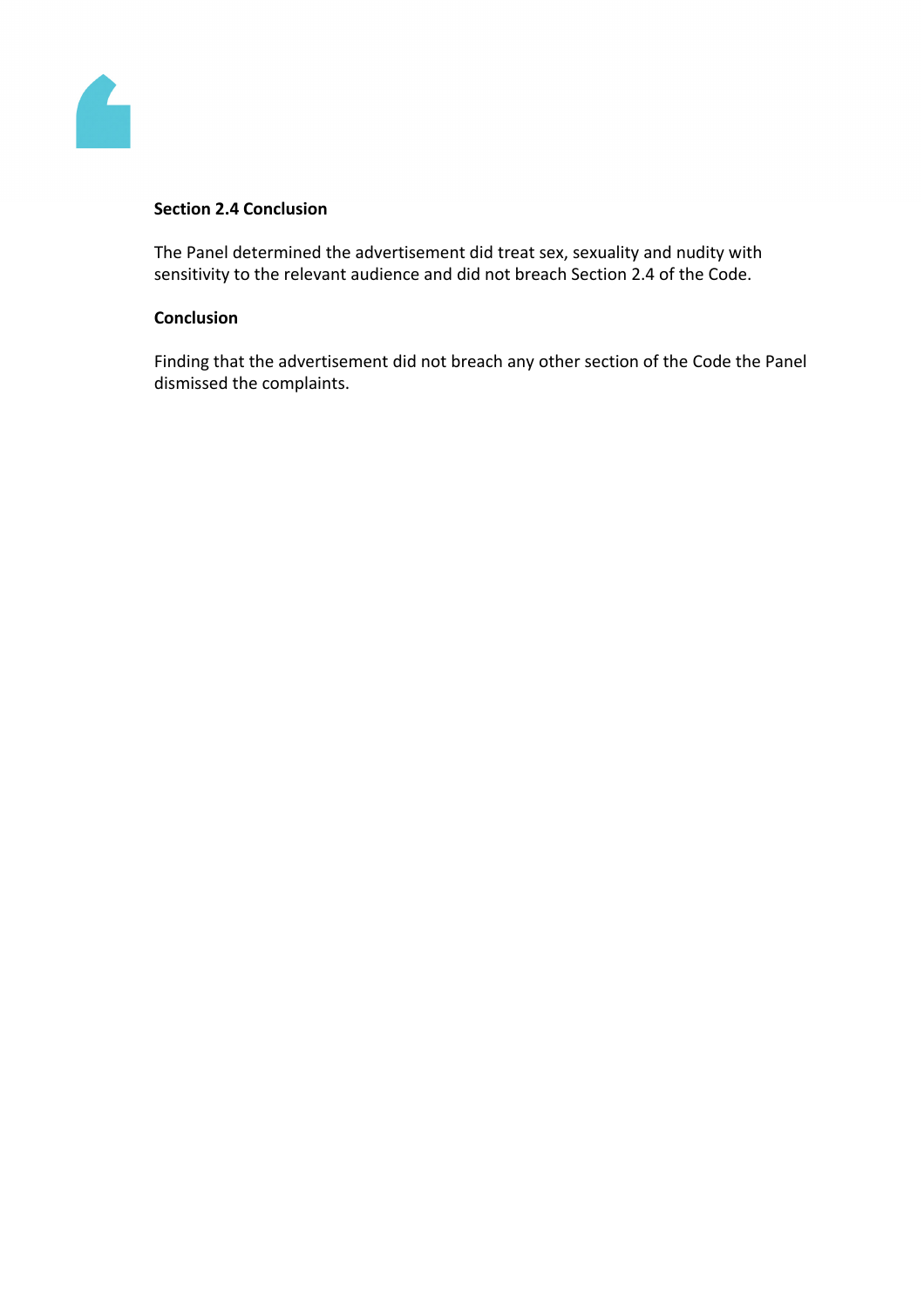**Section 2.4 Conclusion**

The Panel determined the advertisement did treat sex, sexuality and nudity with sensitivity to the relevant audience and did not breach Section 2.4 of the Code.

**Conclusion**

Finding that the advertisement did not breach any other section of the Code the Panel dismissed the complaints.